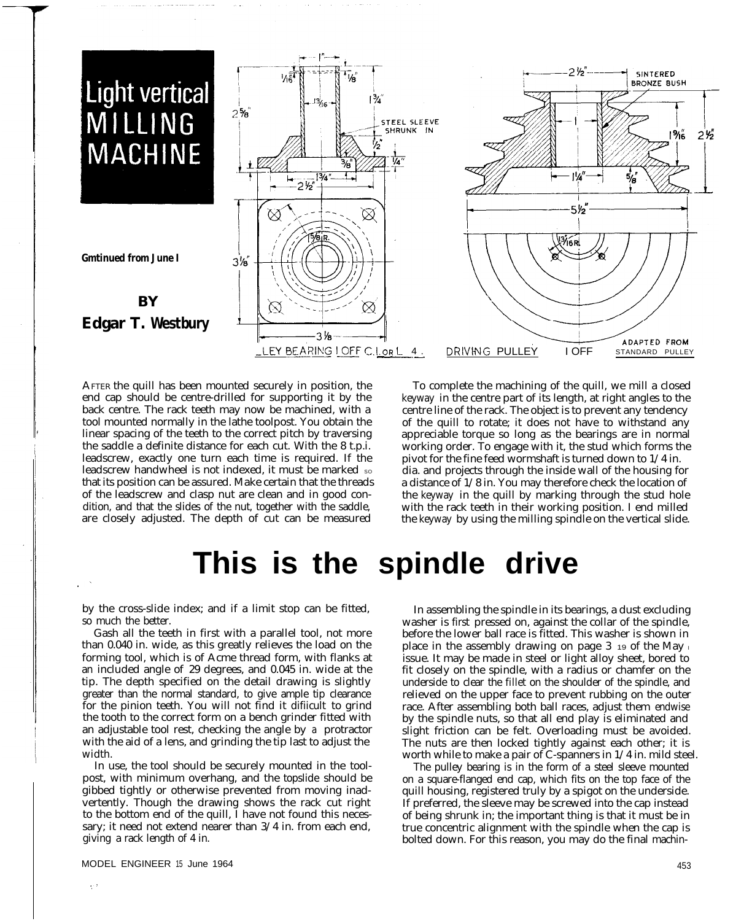# Light vertical MILLING MACHINE

**Continued from June 1**

**BY Edgar T. Westbury**

PULLEY BEARING 1 OFF C.I. OR L. 4.

DRIVING PULLEY 1 OFF ADAPTED FROM STANDARD PULLEY

AFTER the quill has been mounted securely in position, the end cap should be centre-drilled for supporting it by the back centre. The rack teeth may now be machined, with a tool mounted normally in the lathe toolpost. You obtain the linear spacing of the teeth to the correct pitch by traversing the saddle a definite distance for each cut. With the 8 t.p.i. leadscrew, exactly one turn each time is required. If the leadscrew handwheel is not indexed, it must be marked so that its position can be assured. Make certain that the threads of the leadscrew and clasp nut are clean and in good condition, and that the slides of the nut, together with the saddle, are closely adjusted. The depth of cut can be measured by the cross-slide index; and if a limit stop can be fitted, so much the better.

Gash all the teeth in first with a parallel tool, not more than 0.040 in. wide, as this greatly relieves the load on the forming tool, which is of Acme thread form, with flanks at an included angle of 29 degrees, and 0.045 in. wide at the tip. The depth specified on the detail drawing is slightly greater than the normal standard, to give ample tip clearance for the pinion teeth. You will not find it difiicult to grind the tooth to the correct form on a bench grinder fitted with an adjustable tool rest, checking the angle by a protractor with the aid of a lens, and grinding the tip last to adjust the width.

In use, the tool should be securely mounted in the toolpost, with minimum overhang, and the topslide should be gibbed tightly or otherwise prevented from moving inadvertently. Though the drawing shows the rack cut right to the bottom end of the quill, I have not found this necessary; it need not extend nearer than 3/4 in. from each end, giving a rack length of 4 in.

To complete the machining of the quill, we mill a closed keyway in the centre part of its length, at right angles to the centre line of the rack. The object is to prevent any tendency of the quill to rotate; it does not have to withstand any appreciable torque so long as the bearings are in normal working order. To engage with it, the stud which forms the pivot for the fine feed wormshaft is turned down to 1/4 in. dia. and projects through the inside wall of the housing for a distance of 1/8 in. You may therefore check the location of the keyway in the quill by marking through the stud hole with the rack teeth in their working position. I end milled the keyway by using the milling spindle on the vertical slide.

## This is the spindle drive

In assembling the spindle in its bearings, a dust excluding washer is first pressed on, against the collar of the spindle, before the lower ball race is fitted. This washer is shown in place in the assembly drawing on page 319 of the May 1 issue. It may be made in steel or light alloy sheet, bored to fit closely on the spindle, with a radius or chamfer on the underside to clear the fillet on the shoulder of the spindle, and relieved on the upper face to prevent rubbing on the outer race. After assembling both ball races, adjust them endwise by the spindle nuts, so that all end play is eliminated and slight friction can be felt. Overloading must be avoided. The nuts are then locked tightly against each other; it is worth while to make a pair of C-spanners in 1/4 in. mild steel.

The pulley bearing is in the form of a steel sleeve mounted on a square-flanged end cap, which fits on the top face of the quill housing, registered truly by a spigot on the underside. If preferred, the sleeve may be screwed into the cap instead of being shrunk in; the important thing is that it must be in true concentric alignment with the spindle when the cap is bolted down. For this reason, you may do the final machin-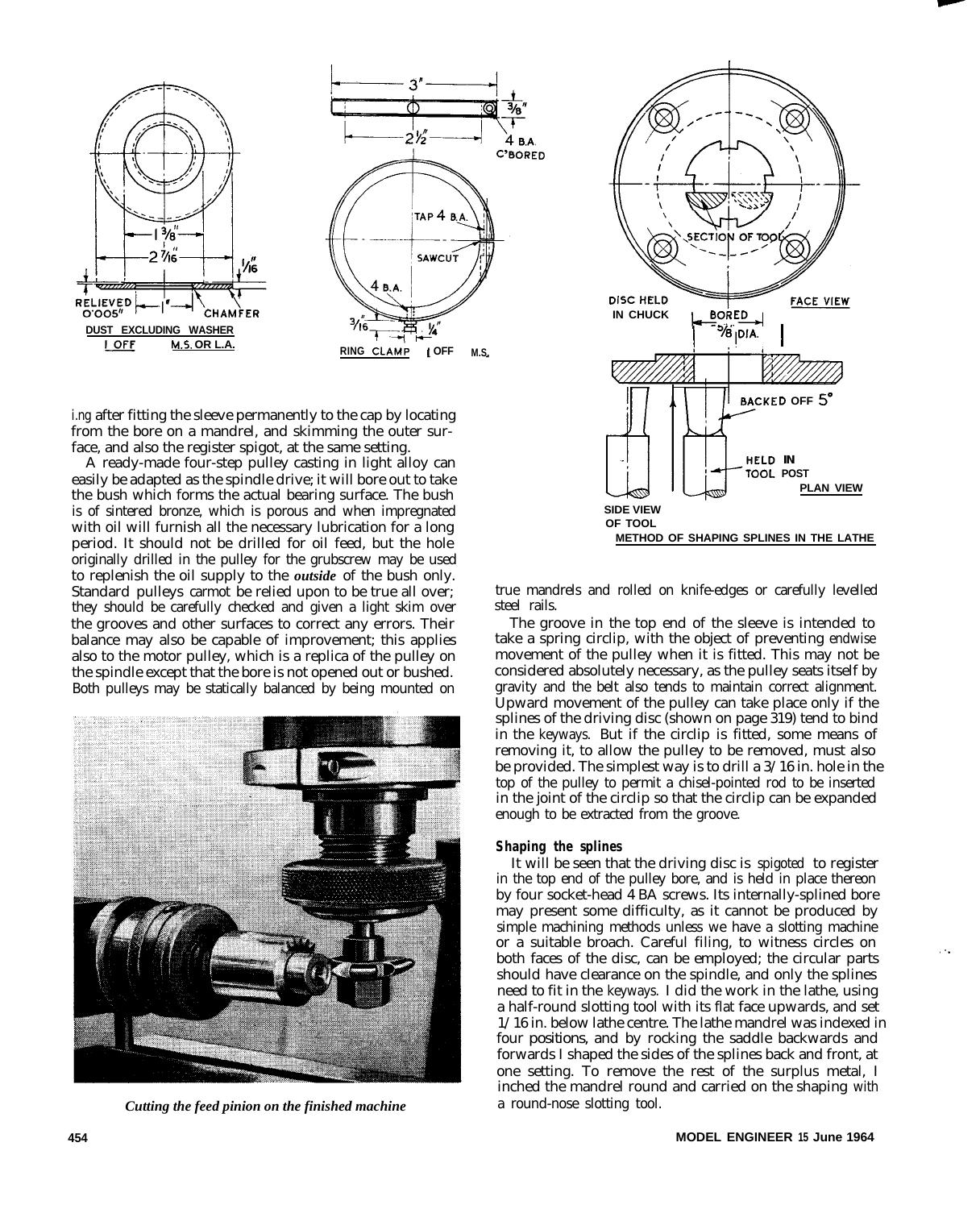DUST EXCLUDING WASHER
1 OFF M.S. OR L.A.

RING CLAMP 1 OFF M.S.

METHOD OF SHAPING SPLINES IN THE LATHE

...ing after fitting the sleeve permanently to the cap by locating from the bore on a mandrel, and skimming the outer surface, and also the register spigot, at the same setting.

A ready-made four-step pulley casting in light alloy can easily be adapted as the spindle drive; it will bore out to take the bush which forms the actual bearing surface. The bush is of sintered bronze, which is porous and when impregnated with oil will furnish all the necessary lubrication for a long period. It should not be drilled for oil feed, but the hole originally drilled in the pulley for the grubscrew may be used to replenish the oil supply to the ***outside*** of the bush only. Standard pulleys cannot be relied upon to be true all over; they should be carefully checked and given a light skim over the grooves and other surfaces to correct any errors. Their balance may also be capable of improvement; this applies also to the motor pulley, which is a replica of the pulley on the spindle except that the bore is not opened out or bushed. Both pulleys may be statically balanced by being mounted on true mandrels and rolled on knife-edges or carefully levelled steel rails.

*Cutting the feed pinion on the finished machine*

The groove in the top end of the sleeve is intended to take a spring circlip, with the object of preventing endwise movement of the pulley when it is fitted. This may not be considered absolutely necessary, as the pulley seats itself by gravity and the belt also tends to maintain correct alignment. Upward movement of the pulley can take place only if the splines of the driving disc (shown on page 319) tend to bind in the keyways. But if the circlip is fitted, some means of removing it, to allow the pulley to be removed, must also be provided. The simplest way is to drill a 3/16 in. hole in the top of the pulley to permit a chisel-pointed rod to be inserted in the joint of the circlip so that the circlip can be expanded enough to be extracted from the groove.

### Shaping the splines

It will be seen that the driving disc is spigoted to register in the top end of the pulley bore, and is held in place thereon by four socket-head 4 BA screws. Its internally-splined bore may present some difficulty, as it cannot be produced by simple machining methods unless we have a slotting machine or a suitable broach. Careful filing, to witness circles on both faces of the disc, can be employed; the circular parts should have clearance on the spindle, and only the splines need to fit in the keyways. I did the work in the lathe, using a half-round slotting tool with its flat face upwards, and set 1/16 in. below lathe centre. The lathe mandrel was indexed in four positions, and by rocking the saddle backwards and forwards I shaped the sides of the splines back and front, at one setting. To remove the rest of the surplus metal, I inched the mandrel round and carried on the shaping with a round-nose slotting tool.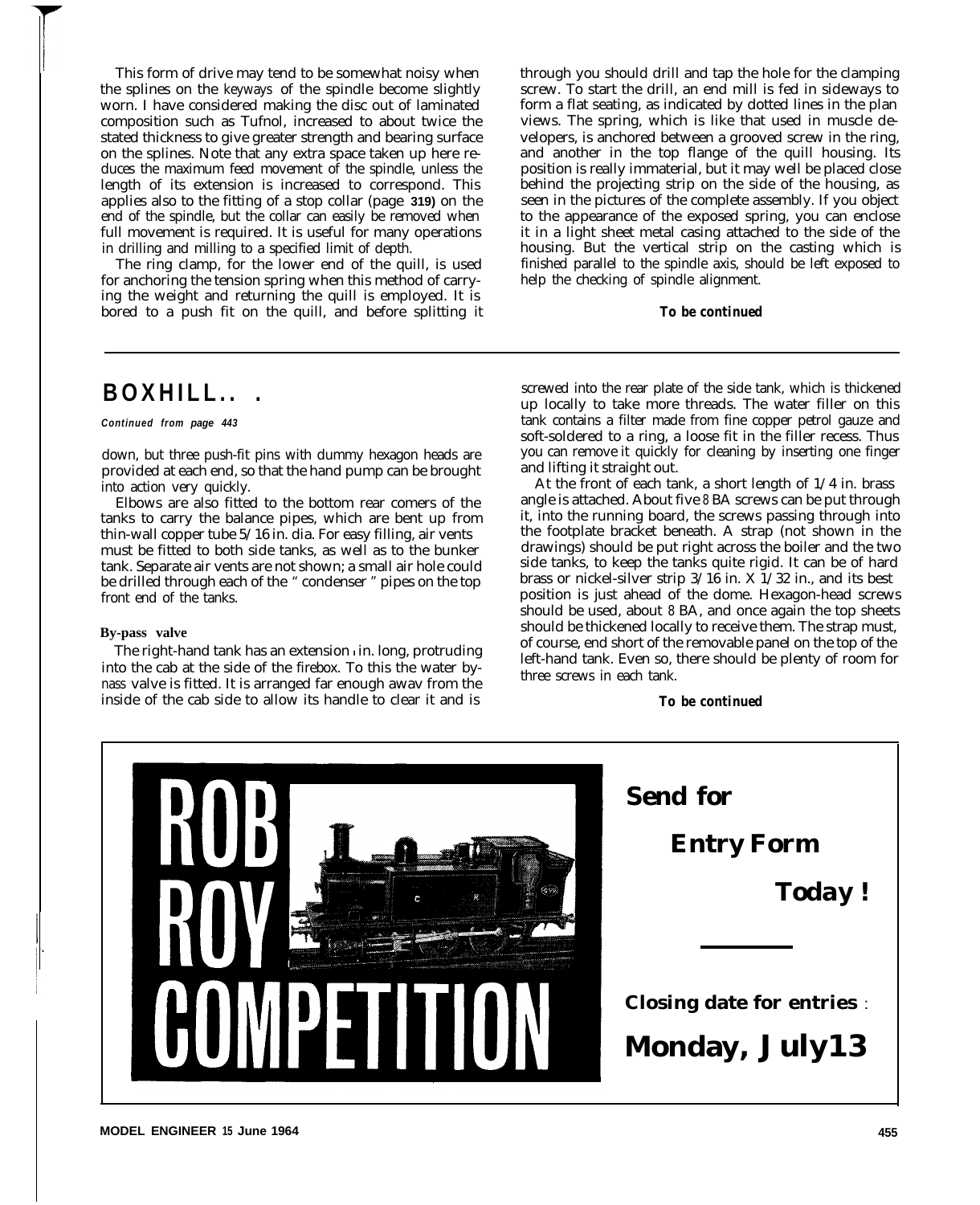This form of drive may tend to be somewhat noisy when the splines on the keyways of the spindle become slightly worn. I have considered making the disc out of laminated composition such as Tufnol, increased to about twice the stated thickness to give greater strength and bearing surface on the splines. Note that any extra space taken up here reduces the maximum feed movement of the spindle, unless the length of its extension is increased to correspond. This applies also to the fitting of a stop collar (page **319)** on the end of the spindle, but the collar can easily be removed when full movement is required. It is useful for many operations in drilling and milling to a specified limit of depth.

The ring clamp, for the lower end of the quill, is used for anchoring the tension spring when this method of carrying the weight and returning the quill is employed. It is bored to a push fit on the quill, and before splitting it through you should drill and tap the hole for the clamping screw. To start the drill, an end mill is fed in sideways to form a flat seating, as indicated by dotted lines in the plan views. The spring, which is like that used in muscle developers, is anchored between a grooved screw in the ring, and another in the top flange of the quill housing. Its position is really immaterial, but it may well be placed close behind the projecting strip on the side of the housing, as seen in the pictures of the complete assembly. If you object to the appearance of the exposed spring, you can enclose it in a light sheet metal casing attached to the side of the housing. But the vertical strip on the casting which is finished parallel to the spindle axis, should be left exposed to help the checking of spindle alignment.

***To be continued***

## BOXHILL.. .

***Continued from page 443***

down, but three push-fit pins with dummy hexagon heads are provided at each end, so that the hand pump can be brought into action very quickly.

Elbows are also fitted to the bottom rear comers of the tanks to carry the balance pipes, which are bent up from thin-wall copper tube 5/16 in. dia. For easy filling, air vents must be fitted to both side tanks, as well as to the bunker tank. Separate air vents are not shown; a small air hole could be drilled through each of the " condenser " pipes on the top front end of the tanks.

### By-pass valve

The right-hand tank has an extension ı in. long, protruding into the cab at the side of the firebox. To this the water by-nass valve is fitted. It is arranged far enough awav from the inside of the cab side to allow its handle to clear it and is screwed into the rear plate of the side tank, which is thickened up locally to take more threads. The water filler on this tank contains a filter made from fine copper petrol gauze and soft-soldered to a ring, a loose fit in the filler recess. Thus you can remove it quickly for cleaning by inserting one finger and lifting it straight out.

At the front of each tank, a short length of 1/4 in. brass angle is attached. About five 8 BA screws can be put through it, into the running board, the screws passing through into the footplate bracket beneath. A strap (not shown in the drawings) should be put right across the boiler and the two side tanks, to keep the tanks quite rigid. It can be of hard brass or nickel-silver strip 3/16 in. X 1/32 in., and its best position is just ahead of the dome. Hexagon-head screws should be used, about 8 BA, and once again the top sheets should be thickened locally to receive them. The strap must, of course, end short of the removable panel on the top of the left-hand tank. Even so, there should be plenty of room for three screws in each tank.

***To be continued***

ROB ROY COMPETITION

***Send for Entry Form Today !***

**Closing date for entries :**

***Monday, July 13***